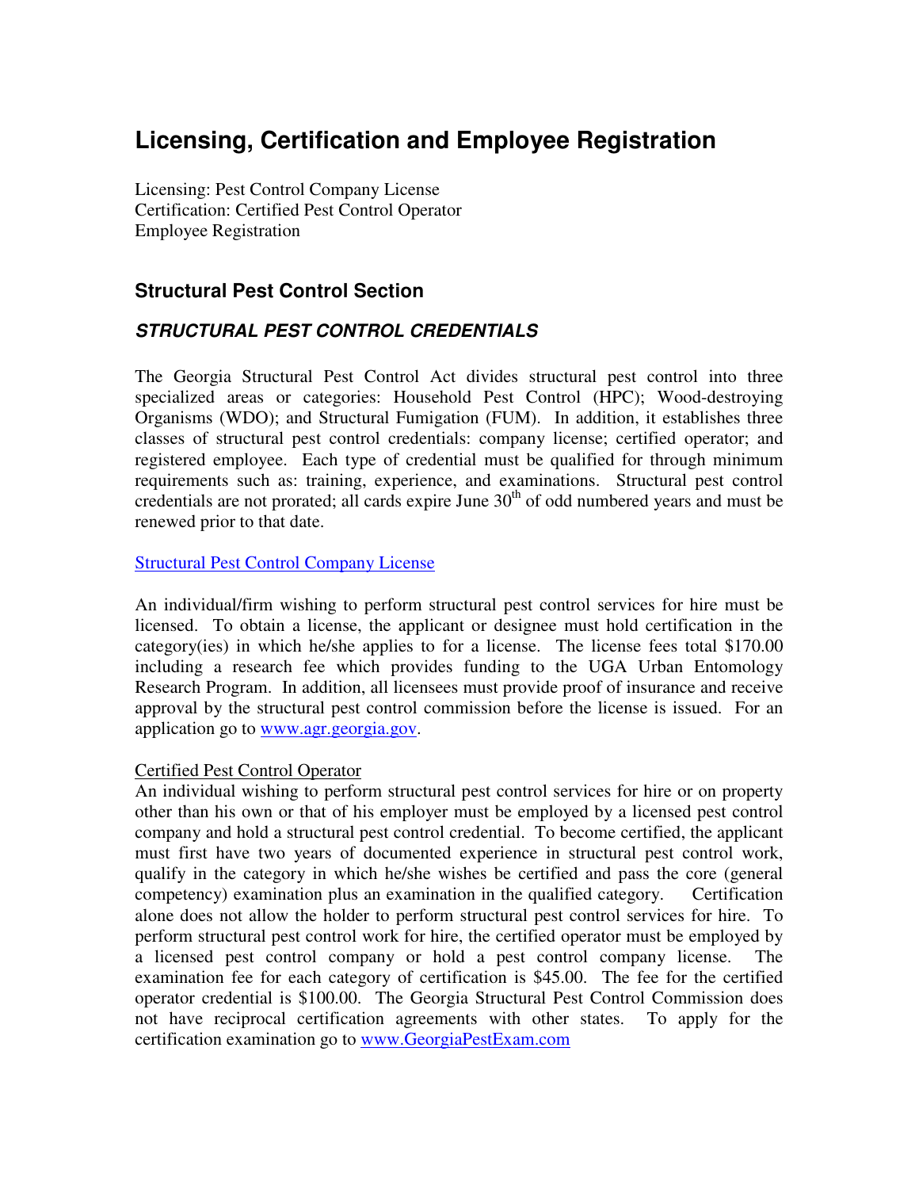# Licensing, Certification and Employee Registration

Licensing: Pest Control Company License
Certification: Certified Pest Control Operator
Employee Registration

## Structural Pest Control Section

### *STRUCTURAL PEST CONTROL CREDENTIALS*

The Georgia Structural Pest Control Act divides structural pest control into three specialized areas or categories: Household Pest Control (HPC); Wood-destroying Organisms (WDO); and Structural Fumigation (FUM). In addition, it establishes three classes of structural pest control credentials: company license; certified operator; and registered employee. Each type of credential must be qualified for through minimum requirements such as: training, experience, and examinations. Structural pest control credentials are not prorated; all cards expire June 30th of odd numbered years and must be renewed prior to that date.

Structural Pest Control Company License

An individual/firm wishing to perform structural pest control services for hire must be licensed. To obtain a license, the applicant or designee must hold certification in the category(ies) in which he/she applies to for a license. The license fees total $170.00 including a research fee which provides funding to the UGA Urban Entomology Research Program. In addition, all licensees must provide proof of insurance and receive approval by the structural pest control commission before the license is issued. For an application go to www.agr.georgia.gov.

Certified Pest Control Operator

An individual wishing to perform structural pest control services for hire or on property other than his own or that of his employer must be employed by a licensed pest control company and hold a structural pest control credential. To become certified, the applicant must first have two years of documented experience in structural pest control work, qualify in the category in which he/she wishes be certified and pass the core (general competency) examination plus an examination in the qualified category. Certification alone does not allow the holder to perform structural pest control services for hire. To perform structural pest control work for hire, the certified operator must be employed by a licensed pest control company or hold a pest control company license. The examination fee for each category of certification is $45.00. The fee for the certified operator credential is $100.00. The Georgia Structural Pest Control Commission does not have reciprocal certification agreements with other states. To apply for the certification examination go to www.GeorgiaPestExam.com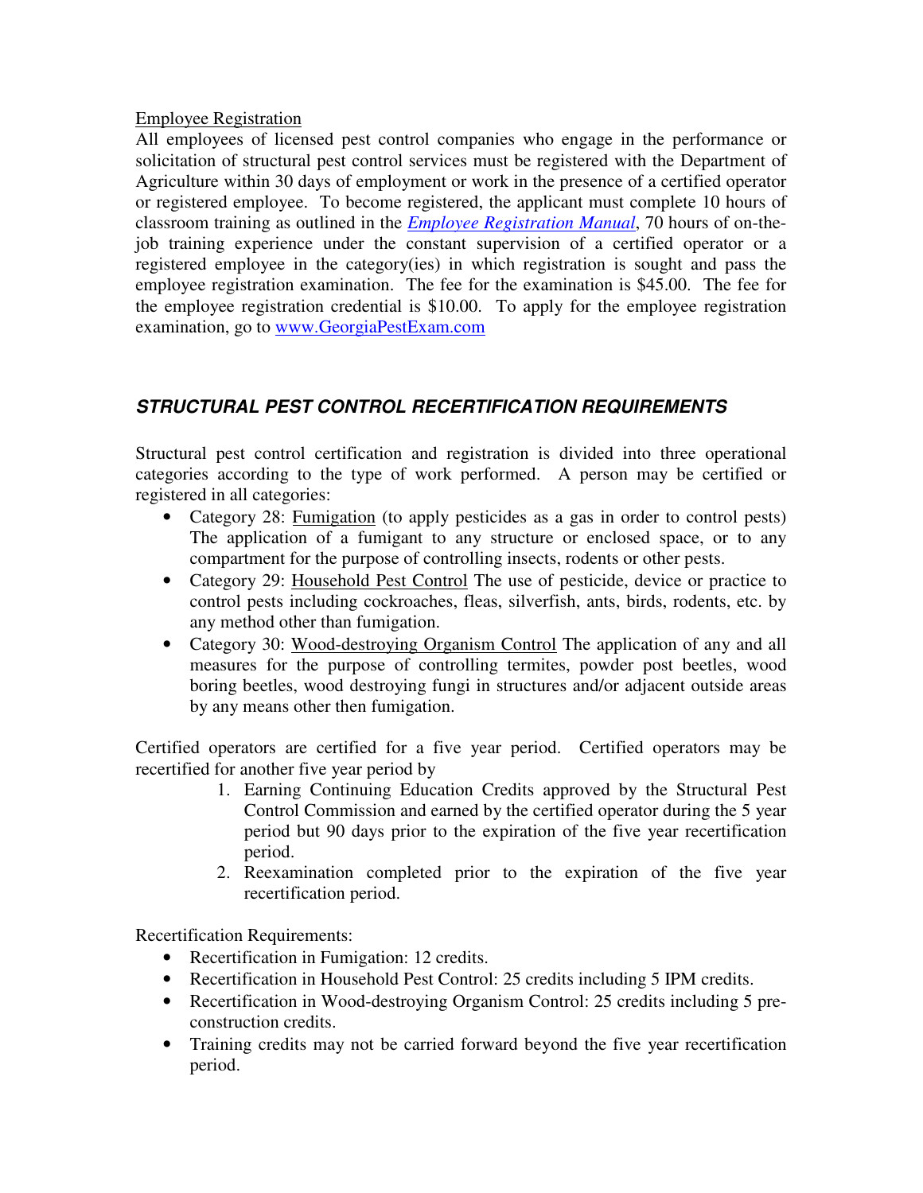<u>Employee Registration</u>

All employees of licensed pest control companies who engage in the performance or solicitation of structural pest control services must be registered with the Department of Agriculture within 30 days of employment or work in the presence of a certified operator or registered employee. To become registered, the applicant must complete 10 hours of classroom training as outlined in the *Employee Registration Manual*, 70 hours of on-the-job training experience under the constant supervision of a certified operator or a registered employee in the category(ies) in which registration is sought and pass the employee registration examination. The fee for the examination is $45.00. The fee for the employee registration credential is $10.00. To apply for the employee registration examination, go to www.GeorgiaPestExam.com

## *STRUCTURAL PEST CONTROL RECERTIFICATION REQUIREMENTS*

Structural pest control certification and registration is divided into three operational categories according to the type of work performed. A person may be certified or registered in all categories:

- Category 28: <u>Fumigation</u> (to apply pesticides as a gas in order to control pests) The application of a fumigant to any structure or enclosed space, or to any compartment for the purpose of controlling insects, rodents or other pests.
- Category 29: <u>Household Pest Control</u> The use of pesticide, device or practice to control pests including cockroaches, fleas, silverfish, ants, birds, rodents, etc. by any method other than fumigation.
- Category 30: <u>Wood-destroying Organism Control</u> The application of any and all measures for the purpose of controlling termites, powder post beetles, wood boring beetles, wood destroying fungi in structures and/or adjacent outside areas by any means other then fumigation.

Certified operators are certified for a five year period. Certified operators may be recertified for another five year period by

1. Earning Continuing Education Credits approved by the Structural Pest Control Commission and earned by the certified operator during the 5 year period but 90 days prior to the expiration of the five year recertification period.
2. Reexamination completed prior to the expiration of the five year recertification period.

Recertification Requirements:

- Recertification in Fumigation: 12 credits.
- Recertification in Household Pest Control: 25 credits including 5 IPM credits.
- Recertification in Wood-destroying Organism Control: 25 credits including 5 pre-construction credits.
- Training credits may not be carried forward beyond the five year recertification period.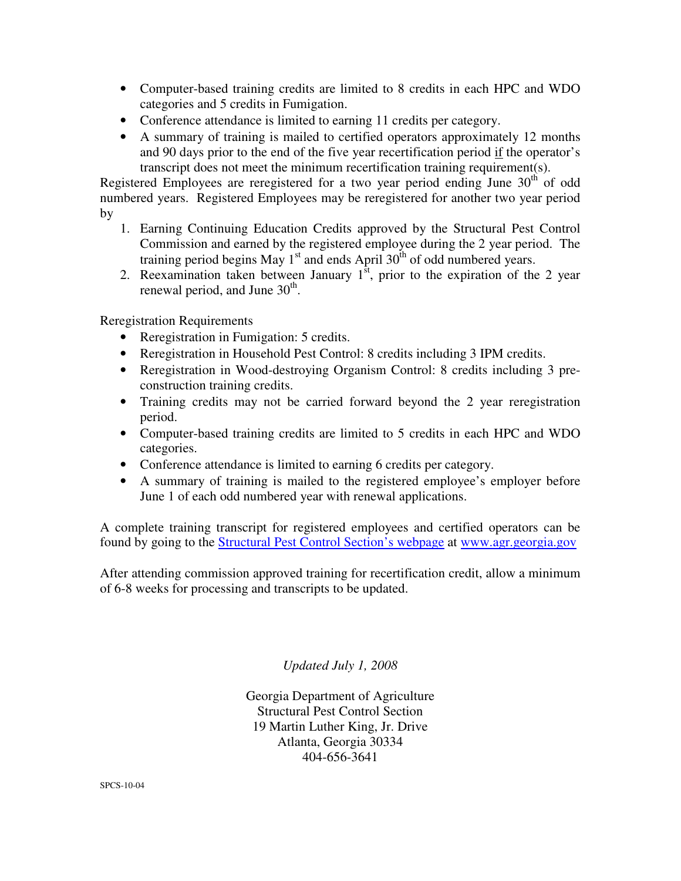- Computer-based training credits are limited to 8 credits in each HPC and WDO categories and 5 credits in Fumigation.
- Conference attendance is limited to earning 11 credits per category.
- A summary of training is mailed to certified operators approximately 12 months and 90 days prior to the end of the five year recertification period if the operator's transcript does not meet the minimum recertification training requirement(s).

Registered Employees are reregistered for a two year period ending June 30th of odd numbered years. Registered Employees may be reregistered for another two year period by

1. Earning Continuing Education Credits approved by the Structural Pest Control Commission and earned by the registered employee during the 2 year period. The training period begins May 1st and ends April 30th of odd numbered years.
2. Reexamination taken between January 1st, prior to the expiration of the 2 year renewal period, and June 30th.

Reregistration Requirements

- Reregistration in Fumigation: 5 credits.
- Reregistration in Household Pest Control: 8 credits including 3 IPM credits.
- Reregistration in Wood-destroying Organism Control: 8 credits including 3 pre-construction training credits.
- Training credits may not be carried forward beyond the 2 year reregistration period.
- Computer-based training credits are limited to 5 credits in each HPC and WDO categories.
- Conference attendance is limited to earning 6 credits per category.
- A summary of training is mailed to the registered employee's employer before June 1 of each odd numbered year with renewal applications.

A complete training transcript for registered employees and certified operators can be found by going to the [Structural Pest Control Section's webpage](www.agr.georgia.gov) at [www.agr.georgia.gov](www.agr.georgia.gov)

After attending commission approved training for recertification credit, allow a minimum of 6-8 weeks for processing and transcripts to be updated.

*Updated July 1, 2008*

Georgia Department of Agriculture
Structural Pest Control Section
19 Martin Luther King, Jr. Drive
Atlanta, Georgia 30334
404-656-3641

SPCS-10-04